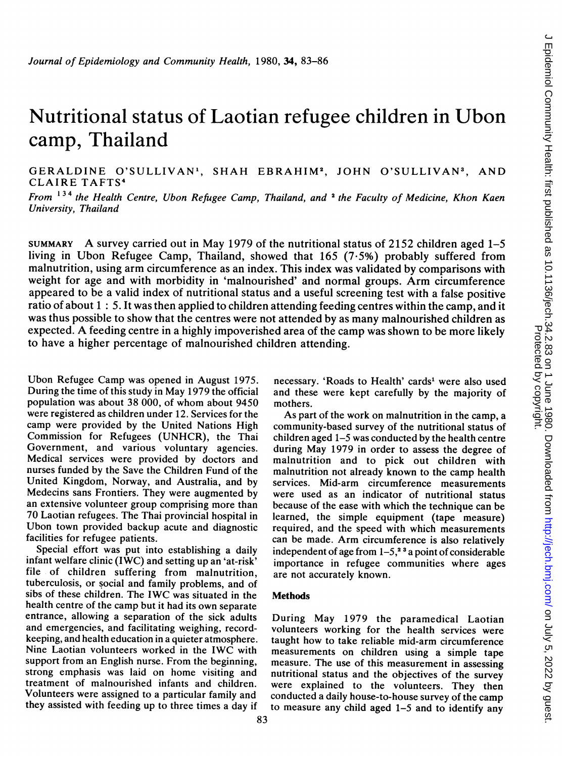# Nutritional status of Laotian refugee children in Ubon camp, Thailand

GERALDINE O'SULLIVAN[1], SHAH EBRAHIM[2], JOHN O'SULLIVAN[3], AND CLAIRE TAFTS[4]

*From* [1 3 4] *the Health Centre, Ubon Refugee Camp, Thailand, and* [2] *the Faculty of Medicine, Khon Kaen University, Thailand*

SUMMARY A survey carried out in May 1979 of the nutritional status of 2152 children aged 1–5 living in Ubon Refugee Camp, Thailand, showed that 165 (7·5%) probably suffered from malnutrition, using arm circumference as an index. This index was validated by comparisons with weight for age and with morbidity in 'malnourished' and normal groups. Arm circumference appeared to be a valid index of nutritional status and a useful screening test with a false positive ratio of about 1 : 5. It was then applied to children attending feeding centres within the camp, and it was thus possible to show that the centres were not attended by as many malnourished children as expected. A feeding centre in a highly impoverished area of the camp was shown to be more likely to have a higher percentage of malnourished children attending.

Ubon Refugee Camp was opened in August 1975. During the time of this study in May 1979 the official population was about 38 000, of whom about 9450 were registered as children under 12. Services for the camp were provided by the United Nations High Commission for Refugees (UNHCR), the Thai Government, and various voluntary agencies. Medical services were provided by doctors and nurses funded by the Save the Children Fund of the United Kingdom, Norway, and Australia, and by Medecins sans Frontiers. They were augmented by an extensive volunteer group comprising more than 70 Laotian refugees. The Thai provincial hospital in Ubon town provided backup acute and diagnostic facilities for refugee patients.

Special effort was put into establishing a daily infant welfare clinic (IWC) and setting up an 'at-risk' file of children suffering from malnutrition, tuberculosis, or social and family problems, and of sibs of these children. The IWC was situated in the health centre of the camp but it had its own separate entrance, allowing a separation of the sick adults and emergencies, and facilitating weighing, record-keeping, and health education in a quieter atmosphere. Nine Laotian volunteers worked in the IWC with support from an English nurse. From the beginning, strong emphasis was laid on home visiting and treatment of malnourished infants and children. Volunteers were assigned to a particular family and they assisted with feeding up to three times a day if necessary. 'Roads to Health' cards[1] were also used and these were kept carefully by the majority of mothers.

As part of the work on malnutrition in the camp, a community-based survey of the nutritional status of children aged 1–5 was conducted by the health centre during May 1979 in order to assess the degree of malnutrition and to pick out children with malnutrition not already known to the camp health services. Mid-arm circumference measurements were used as an indicator of nutritional status because of the ease with which the technique can be learned, the simple equipment (tape measure) required, and the speed with which measurements can be made. Arm circumference is also relatively independent of age from 1–5,[2 3] a point of considerable importance in refugee communities where ages are not accurately known.

## Methods

During May 1979 the paramedical Laotian volunteers working for the health services were taught how to take reliable mid-arm circumference measurements on children using a simple tape measure. The use of this measurement in assessing nutritional status and the objectives of the survey were explained to the volunteers. They then conducted a daily house-to-house survey of the camp to measure any child aged 1–5 and to identify any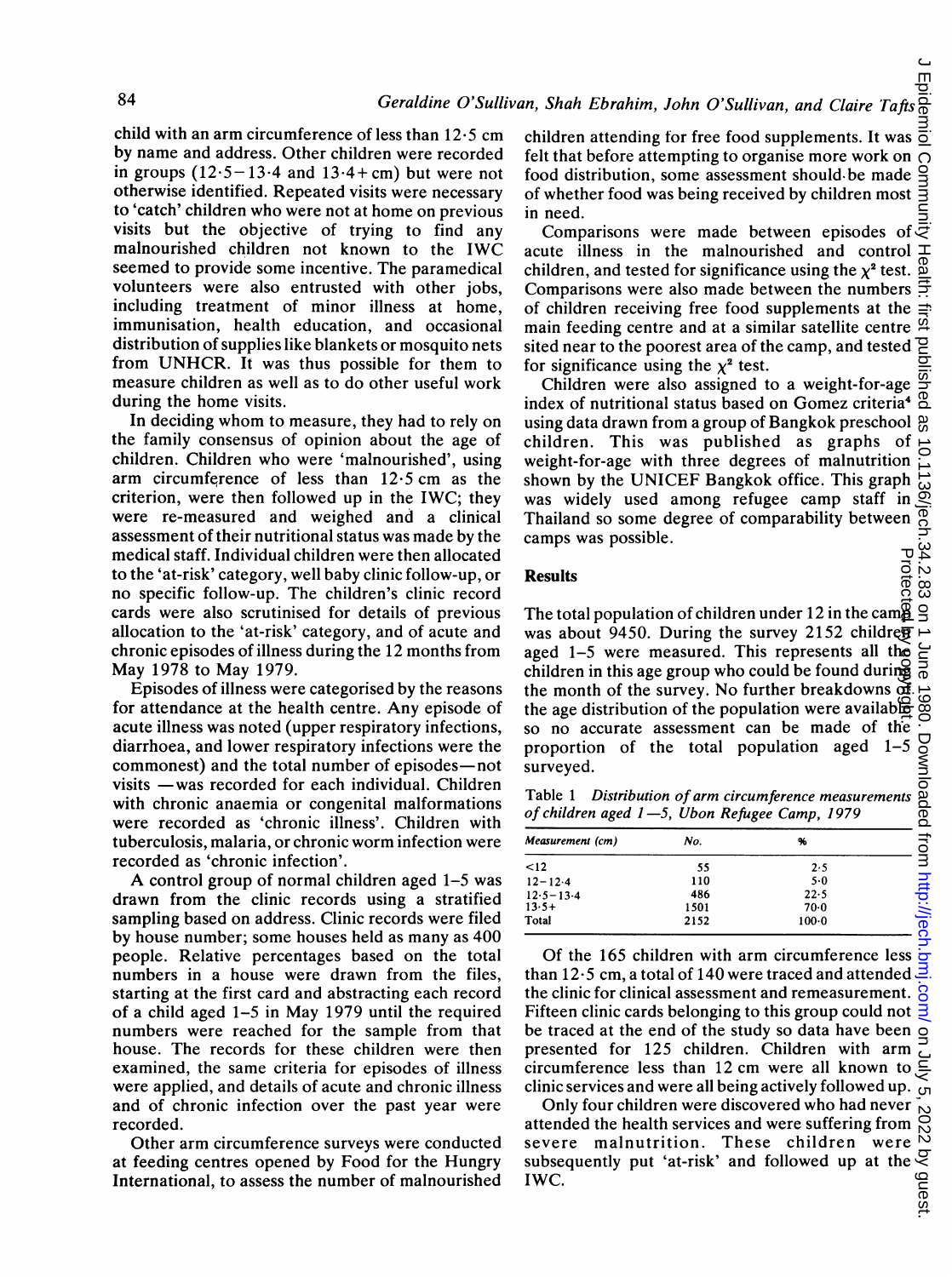child with an arm circumference of less than 12·5 cm by name and address. Other children were recorded in groups (12·5–13·4 and 13·4+ cm) but were not otherwise identified. Repeated visits were necessary to 'catch' children who were not at home on previous visits but the objective of trying to find any malnourished children not known to the IWC seemed to provide some incentive. The paramedical volunteers were also entrusted with other jobs, including treatment of minor illness at home, immunisation, health education, and occasional distribution of supplies like blankets or mosquito nets from UNHCR. It was thus possible for them to measure children as well as to do other useful work during the home visits.

In deciding whom to measure, they had to rely on the family consensus of opinion about the age of children. Children who were 'malnourished', using arm circumference of less than 12·5 cm as the criterion, were then followed up in the IWC; they were re-measured and weighed and a clinical assessment of their nutritional status was made by the medical staff. Individual children were then allocated to the 'at-risk' category, well baby clinic follow-up, or no specific follow-up. The children's clinic record cards were also scrutinised for details of previous allocation to the 'at-risk' category, and of acute and chronic episodes of illness during the 12 months from May 1978 to May 1979.

Episodes of illness were categorised by the reasons for attendance at the health centre. Any episode of acute illness was noted (upper respiratory infections, diarrhoea, and lower respiratory infections were the commonest) and the total number of episodes—not visits —was recorded for each individual. Children with chronic anaemia or congenital malformations were recorded as 'chronic illness'. Children with tuberculosis, malaria, or chronic worm infection were recorded as 'chronic infection'.

A control group of normal children aged 1–5 was drawn from the clinic records using a stratified sampling based on address. Clinic records were filed by house number; some houses held as many as 400 people. Relative percentages based on the total numbers in a house were drawn from the files, starting at the first card and abstracting each record of a child aged 1–5 in May 1979 until the required numbers were reached for the sample from that house. The records for these children were then examined, the same criteria for episodes of illness were applied, and details of acute and chronic illness and of chronic infection over the past year were recorded.

Other arm circumference surveys were conducted at feeding centres opened by Food for the Hungry International, to assess the number of malnourished children attending for free food supplements. It was felt that before attempting to organise more work on food distribution, some assessment should be made of whether food was being received by children most in need.

Comparisons were made between episodes of acute illness in the malnourished and control children, and tested for significance using the $\chi^2$ test. Comparisons were also made between the numbers of children receiving free food supplements at the main feeding centre and at a similar satellite centre sited near to the poorest area of the camp, and tested for significance using the $\chi^2$ test.

Children were also assigned to a weight-for-age index of nutritional status based on Gomez criteria[4] using data drawn from a group of Bangkok preschool children. This was published as graphs of weight-for-age with three degrees of malnutrition shown by the UNICEF Bangkok office. This graph was widely used among refugee camp staff in Thailand so some degree of comparability between camps was possible.

## Results

The total population of children under 12 in the camp was about 9450. During the survey 2152 children aged 1–5 were measured. This represents all the children in this age group who could be found during the month of the survey. No further breakdowns of the age distribution of the population were available so no accurate assessment can be made of the proportion of the total population aged 1–5 surveyed.

Table 1 *Distribution of arm circumference measurements of children aged 1—5, Ubon Refugee Camp, 1979*

| *Measurement (cm)* | *No.* | *%* |
|---|---|---|
| <12 | 55 | 2·5 |
| 12–12·4 | 110 | 5·0 |
| 12·5–13·4 | 486 | 22·5 |
| 13·5+ | 1501 | 70·0 |
| Total | 2152 | 100·0 |

Of the 165 children with arm circumference less than 12·5 cm, a total of 140 were traced and attended the clinic for clinical assessment and remeasurement. Fifteen clinic cards belonging to this group could not be traced at the end of the study so data have been presented for 125 children. Children with arm circumference less than 12 cm were all known to clinic services and were all being actively followed up.

Only four children were discovered who had never attended the health services and were suffering from severe malnutrition. These children were subsequently put 'at-risk' and followed up at the IWC.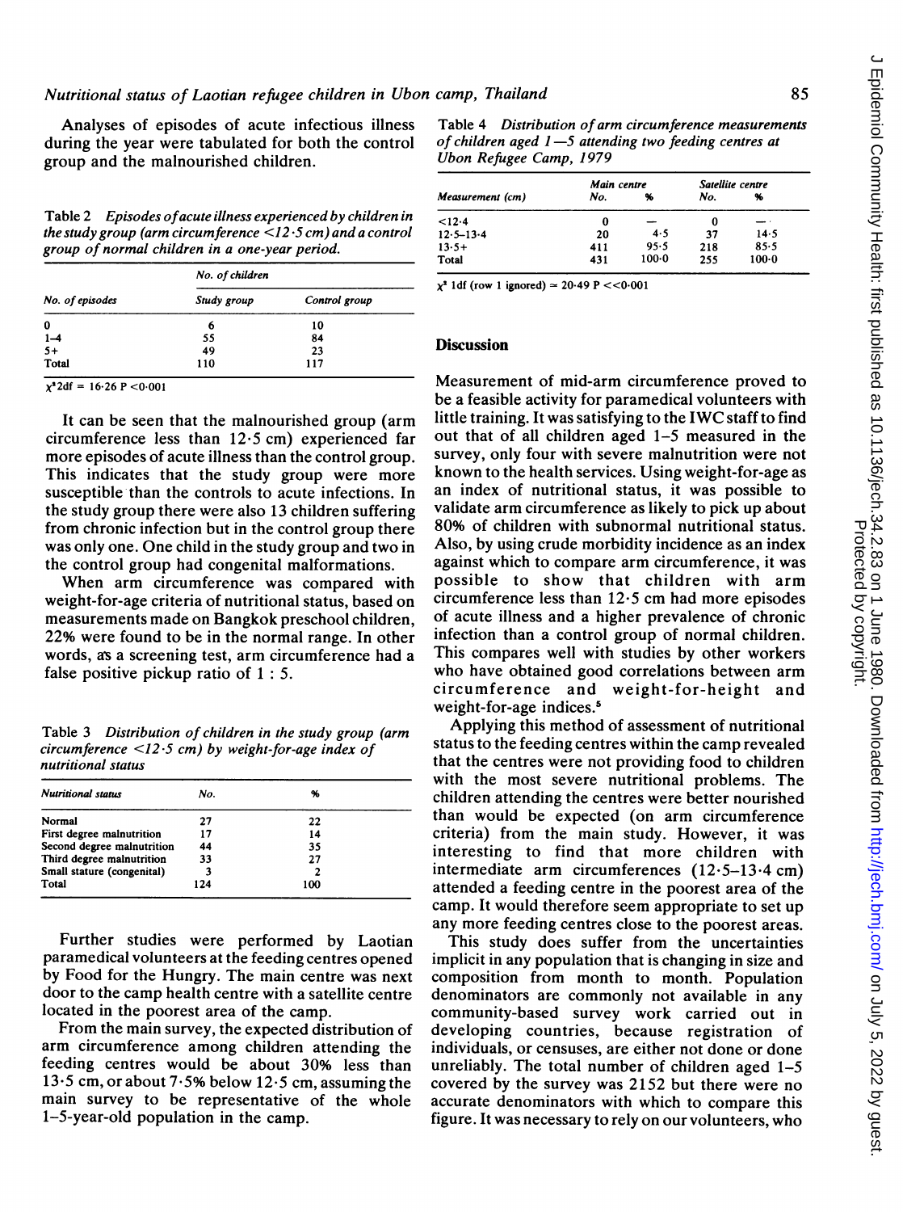Analyses of episodes of acute infectious illness during the year were tabulated for both the control group and the malnourished children.

*Table 2 Episodes of acute illness experienced by children in the study group (arm circumference <12·5 cm) and a control group of normal children in a one-year period.*

| No. of episodes | No. of children | |
|---|---|---|
| | Study group | Control group |
| 0 | 6 | 10 |
| 1–4 | 55 | 84 |
| 5+ | 49 | 23 |
| Total | 110 | 117 |

$\chi^2$ 2df = 16·26 P <0·001

It can be seen that the malnourished group (arm circumference less than 12·5 cm) experienced far more episodes of acute illness than the control group. This indicates that the study group were more susceptible than the controls to acute infections. In the study group there were also 13 children suffering from chronic infection but in the control group there was only one. One child in the study group and two in the control group had congenital malformations.

When arm circumference was compared with weight-for-age criteria of nutritional status, based on measurements made on Bangkok preschool children, 22% were found to be in the normal range. In other words, as a screening test, arm circumference had a false positive pickup ratio of 1 : 5.

*Table 3 Distribution of children in the study group (arm circumference <12·5 cm) by weight-for-age index of nutritional status*

| Nutritional status | No. | % |
|---|---|---|
| Normal | 27 | 22 |
| First degree malnutrition | 17 | 14 |
| Second degree malnutrition | 44 | 35 |
| Third degree malnutrition | 33 | 27 |
| Small stature (congenital) | 3 | 2 |
| Total | 124 | 100 |

Further studies were performed by Laotian paramedical volunteers at the feeding centres opened by Food for the Hungry. The main centre was next door to the camp health centre with a satellite centre located in the poorest area of the camp.

From the main survey, the expected distribution of arm circumference among children attending the feeding centres would be about 30% less than 13·5 cm, or about 7·5% below 12·5 cm, assuming the main survey to be representative of the whole 1–5-year-old population in the camp.

*Table 4 Distribution of arm circumference measurements of children aged 1–5 attending two feeding centres at Ubon Refugee Camp, 1979*

| Measurement (cm) | Main centre | | Satellite centre | |
|---|---|---|---|---|
| | No. | % | No. | % |
| <12·4 | 0 | — | 0 | — |
| 12·5–13·4 | 20 | 4·5 | 37 | 14·5 |
| 13·5+ | 411 | 95·5 | 218 | 85·5 |
| Total | 431 | 100·0 | 255 | 100·0 |

$\chi^2$ 1df (row 1 ignored) = 20·49 P <<0·001

## Discussion

Measurement of mid-arm circumference proved to be a feasible activity for paramedical volunteers with little training. It was satisfying to the IWC staff to find out that of all children aged 1–5 measured in the survey, only four with severe malnutrition were not known to the health services. Using weight-for-age as an index of nutritional status, it was possible to validate arm circumference as likely to pick up about 80% of children with subnormal nutritional status. Also, by using crude morbidity incidence as an index against which to compare arm circumference, it was possible to show that children with arm circumference less than 12·5 cm had more episodes of acute illness and a higher prevalence of chronic infection than a control group of normal children. This compares well with studies by other workers who have obtained good correlations between arm circumference and weight-for-height and weight-for-age indices.[5]

Applying this method of assessment of nutritional status to the feeding centres within the camp revealed that the centres were not providing food to children with the most severe nutritional problems. The children attending the centres were better nourished than would be expected (on arm circumference criteria) from the main study. However, it was interesting to find that more children with intermediate arm circumferences (12·5–13·4 cm) attended a feeding centre in the poorest area of the camp. It would therefore seem appropriate to set up any more feeding centres close to the poorest areas.

This study does suffer from the uncertainties implicit in any population that is changing in size and composition from month to month. Population denominators are commonly not available in any community-based survey work carried out in developing countries, because registration of individuals, or censuses, are either not done or done unreliably. The total number of children aged 1–5 covered by the survey was 2152 but there were no accurate denominators with which to compare this figure. It was necessary to rely on our volunteers, who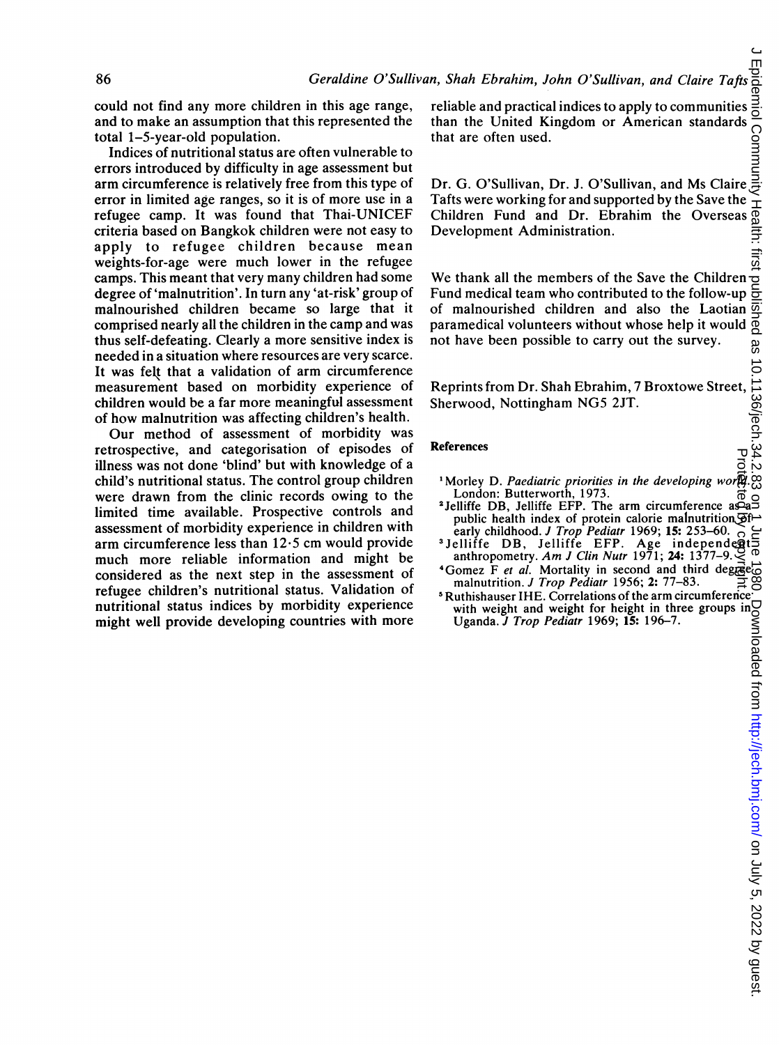could not find any more children in this age range, and to make an assumption that this represented the total 1–5-year-old population.

Indices of nutritional status are often vulnerable to errors introduced by difficulty in age assessment but arm circumference is relatively free from this type of error in limited age ranges, so it is of more use in a refugee camp. It was found that Thai-UNICEF criteria based on Bangkok children were not easy to apply to refugee children because mean weights-for-age were much lower in the refugee camps. This meant that very many children had some degree of 'malnutrition'. In turn any 'at-risk' group of malnourished children became so large that it comprised nearly all the children in the camp and was thus self-defeating. Clearly a more sensitive index is needed in a situation where resources are very scarce. It was felt that a validation of arm circumference measurement based on morbidity experience of children would be a far more meaningful assessment of how malnutrition was affecting children's health.

Our method of assessment of morbidity was retrospective, and categorisation of episodes of illness was not done 'blind' but with knowledge of a child's nutritional status. The control group children were drawn from the clinic records owing to the limited time available. Prospective controls and assessment of morbidity experience in children with arm circumference less than 12·5 cm would provide much more reliable information and might be considered as the next step in the assessment of refugee children's nutritional status. Validation of nutritional status indices by morbidity experience might well provide developing countries with more reliable and practical indices to apply to communities than the United Kingdom or American standards that are often used.

Dr. G. O'Sullivan, Dr. J. O'Sullivan, and Ms Claire Tafts were working for and supported by the Save the Children Fund and Dr. Ebrahim the Overseas Development Administration.

We thank all the members of the Save the Children Fund medical team who contributed to the follow-up of malnourished children and also the Laotian paramedical volunteers without whose help it would not have been possible to carry out the survey.

Reprints from Dr. Shah Ebrahim, 7 Broxtowe Street, Sherwood, Nottingham NG5 2JT.

## References

[1] Morley D. *Paediatric priorities in the developing world*. London: Butterworth, 1973.

[2] Jelliffe DB, Jelliffe EFP. The arm circumference as a public health index of protein calorie malnutrition of early childhood. *J Trop Pediatr* 1969; **15:** 253–60.

[3] Jelliffe DB, Jelliffe EFP. Age independent anthropometry. *Am J Clin Nutr* 1971; **24:** 1377–9.

[4] Gomez F *et al*. Mortality in second and third degree malnutrition. *J Trop Pediatr* 1956; **2:** 77–83.

[5] Ruthishauser IHE. Correlations of the arm circumference with weight and weight for height in three groups in Uganda. *J Trop Pediatr* 1969; **15:** 196–7.